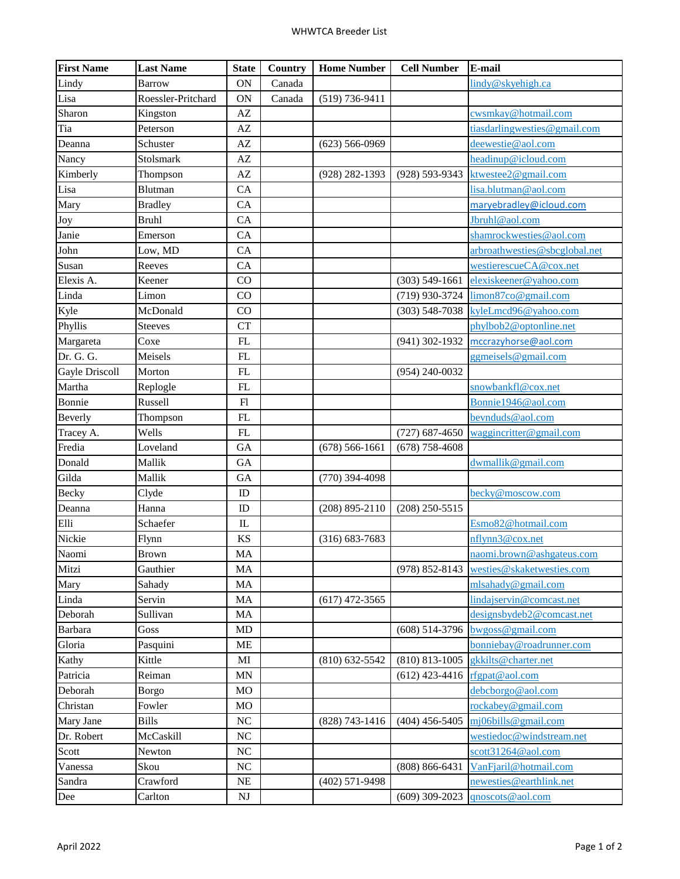# WHWTCA Breeder List

| First Name | Last Name | State | Country | Home Number | Cell Number | E-mail |
|---|---|---|---|---|---|---|
| Lindy | Barrow | ON | Canada | | | lindy@skyehigh.ca |
| Lisa | Roessler-Pritchard | ON | Canada | (519) 736-9411 | | |
| Sharon | Kingston | AZ | | | | cwsmkay@hotmail.com |
| Tia | Peterson | AZ | | | | tiasdarlingwesties@gmail.com |
| Deanna | Schuster | AZ | | (623) 566-0969 | | deewestie@aol.com |
| Nancy | Stolsmark | AZ | | | | headinup@icloud.com |
| Kimberly | Thompson | AZ | | (928) 282-1393 | (928) 593-9343 | ktwestee2@gmail.com |
| Lisa | Blutman | CA | | | | lisa.blutman@aol.com |
| Mary | Bradley | CA | | | | maryebradley@icloud.com |
| Joy | Bruhl | CA | | | | Jbruhl@aol.com |
| Janie | Emerson | CA | | | | shamrockwesties@aol.com |
| John | Low, MD | CA | | | | arbroathwesties@sbcglobal.net |
| Susan | Reeves | CA | | | | westierescueCA@cox.net |
| Elexis A. | Keener | CO | | | (303) 549-1661 | elexiskeener@yahoo.com |
| Linda | Limon | CO | | | (719) 930-3724 | limon87co@gmail.com |
| Kyle | McDonald | CO | | | (303) 548-7038 | kyleLmcd96@yahoo.com |
| Phyllis | Steeves | CT | | | | phylbob2@optonline.net |
| Margareta | Coxe | FL | | | (941) 302-1932 | mccrazyhorse@aol.com |
| Dr. G. G. | Meisels | FL | | | | ggmeisels@gmail.com |
| Gayle Driscoll | Morton | FL | | | (954) 240-0032 | |
| Martha | Replogle | FL | | | | snowbankfl@cox.net |
| Bonnie | Russell | Fl | | | | Bonnie1946@aol.com |
| Beverly | Thompson | FL | | | | bevnduds@aol.com |
| Tracey A. | Wells | FL | | | (727) 687-4650 | waggincritter@gmail.com |
| Fredia | Loveland | GA | | (678) 566-1661 | (678) 758-4608 | |
| Donald | Mallik | GA | | | | dwmallik@gmail.com |
| Gilda | Mallik | GA | | (770) 394-4098 | | |
| Becky | Clyde | ID | | | | becky@moscow.com |
| Deanna | Hanna | ID | | (208) 895-2110 | (208) 250-5515 | |
| Elli | Schaefer | IL | | | | Esmo82@hotmail.com |
| Nickie | Flynn | KS | | (316) 683-7683 | | nflynn3@cox.net |
| Naomi | Brown | MA | | | | naomi.brown@ashgateus.com |
| Mitzi | Gauthier | MA | | | (978) 852-8143 | westies@skaketwesties.com |
| Mary | Sahady | MA | | | | mlsahady@gmail.com |
| Linda | Servin | MA | | (617) 472-3565 | | lindajservin@comcast.net |
| Deborah | Sullivan | MA | | | | designsbydeb2@comcast.net |
| Barbara | Goss | MD | | | (608) 514-3796 | bwgoss@gmail.com |
| Gloria | Pasquini | ME | | | | bonniebay@roadrunner.com |
| Kathy | Kittle | MI | | (810) 632-5542 | (810) 813-1005 | gkkilts@charter.net |
| Patricia | Reiman | MN | | | (612) 423-4416 | rfgpat@aol.com |
| Deborah | Borgo | MO | | | | debcborgo@aol.com |
| Christan | Fowler | MO | | | | rockabey@gmail.com |
| Mary Jane | Bills | NC | | (828) 743-1416 | (404) 456-5405 | mj06bills@gmail.com |
| Dr. Robert | McCaskill | NC | | | | westiedoc@windstream.net |
| Scott | Newton | NC | | | | scott31264@aol.com |
| Vanessa | Skou | NC | | | (808) 866-6431 | VanFjaril@hotmail.com |
| Sandra | Crawford | NE | | (402) 571-9498 | | newesties@earthlink.net |
| Dee | Carlton | NJ | | | (609) 309-2023 | qnoscots@aol.com |

April 2022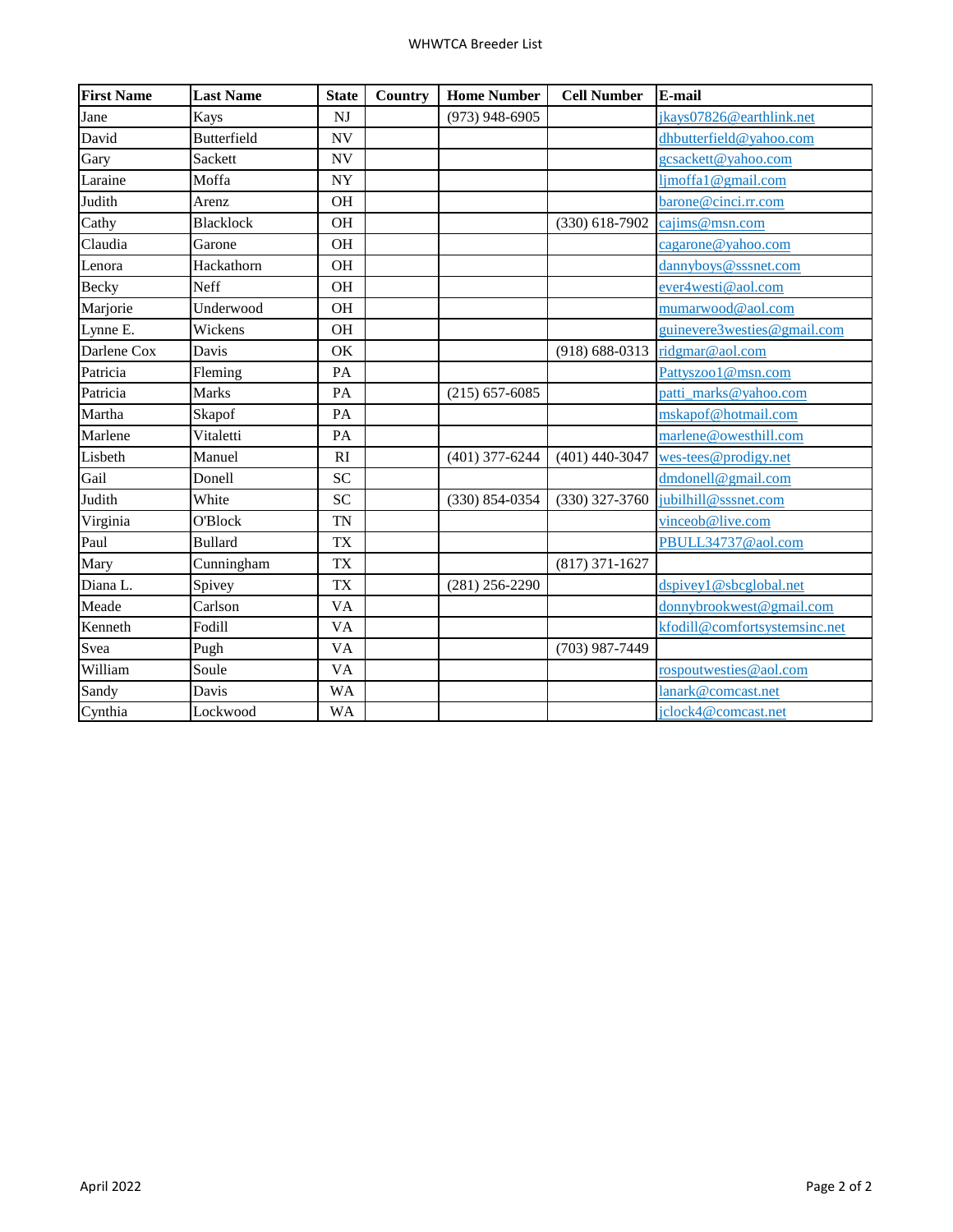| First Name | Last Name | State | Country | Home Number | Cell Number | E-mail |
|---|---|---|---|---|---|---|
| Jane | Kays | NJ | | (973) 948-6905 | | jkays07826@earthlink.net |
| David | Butterfield | NV | | | | dhbutterfield@yahoo.com |
| Gary | Sackett | NV | | | | gcsackett@yahoo.com |
| Laraine | Moffa | NY | | | | ljmoffa1@gmail.com |
| Judith | Arenz | OH | | | | barone@cinci.rr.com |
| Cathy | Blacklock | OH | | | (330) 618-7902 | cajims@msn.com |
| Claudia | Garone | OH | | | | cagarone@yahoo.com |
| Lenora | Hackathorn | OH | | | | dannyboys@sssnet.com |
| Becky | Neff | OH | | | | ever4westi@aol.com |
| Marjorie | Underwood | OH | | | | mumarwood@aol.com |
| Lynne E. | Wickens | OH | | | | guinevere3westies@gmail.com |
| Darlene Cox | Davis | OK | | | (918) 688-0313 | ridgmar@aol.com |
| Patricia | Fleming | PA | | | | Pattyszoo1@msn.com |
| Patricia | Marks | PA | | (215) 657-6085 | | patti_marks@yahoo.com |
| Martha | Skapof | PA | | | | mskapof@hotmail.com |
| Marlene | Vitaletti | PA | | | | marlene@owesthill.com |
| Lisbeth | Manuel | RI | | (401) 377-6244 | (401) 440-3047 | wes-tees@prodigy.net |
| Gail | Donell | SC | | | | dmdonell@gmail.com |
| Judith | White | SC | | (330) 854-0354 | (330) 327-3760 | jubilhill@sssnet.com |
| Virginia | O'Block | TN | | | | vinceob@live.com |
| Paul | Bullard | TX | | | | PBULL34737@aol.com |
| Mary | Cunningham | TX | | | (817) 371-1627 | |
| Diana L. | Spivey | TX | | (281) 256-2290 | | dspivey1@sbcglobal.net |
| Meade | Carlson | VA | | | | donnybrookwest@gmail.com |
| Kenneth | Fodill | VA | | | | kfodill@comfortsystemsinc.net |
| Svea | Pugh | VA | | | (703) 987-7449 | |
| William | Soule | VA | | | | rospoutwesties@aol.com |
| Sandy | Davis | WA | | | | lanark@comcast.net |
| Cynthia | Lockwood | WA | | | | jclock4@comcast.net |

April 2022